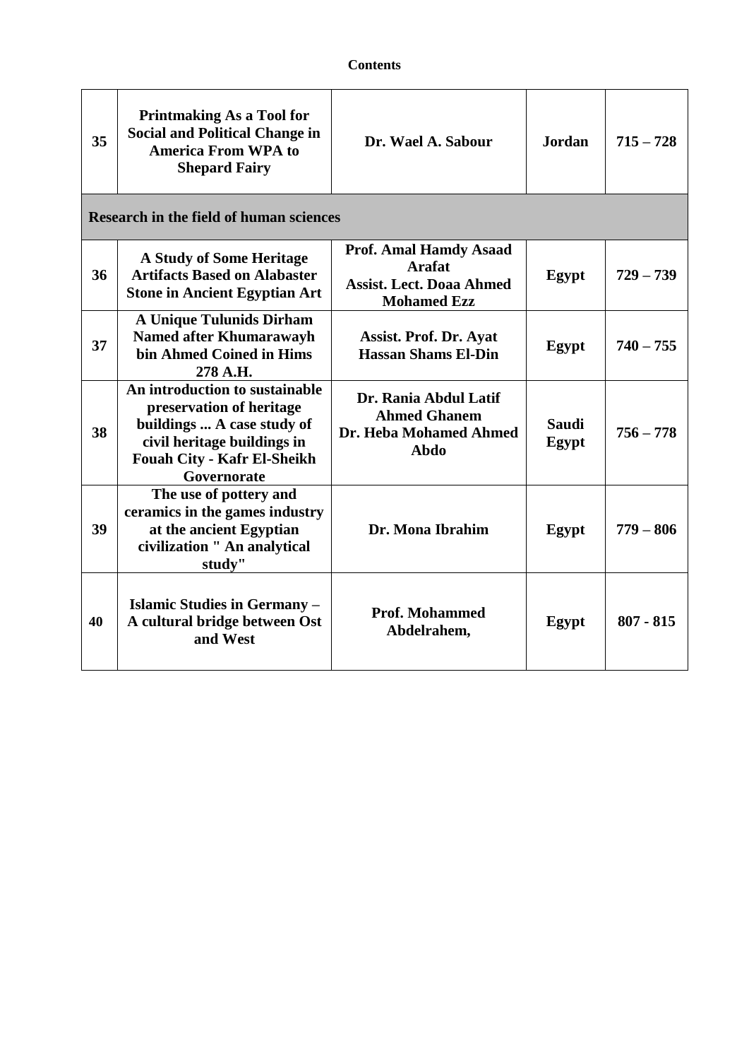**Contents**

| | | | | |
|---|---|---|---|---|
| **35** | **Printmaking As a Tool for Social and Political Change in America From WPA to Shepard Fairy** | **Dr. Wael A. Sabour** | **Jordan** | **715 – 728** |
| **Research in the field of human sciences** | | | | |
| **36** | **A Study of Some Heritage Artifacts Based on Alabaster Stone in Ancient Egyptian Art** | **Prof. Amal Hamdy Asaad Arafat**<br>**Assist. Lect. Doaa Ahmed Mohamed Ezz** | **Egypt** | **729 – 739** |
| **37** | **A Unique Tulunids Dirham Named after Khumarawayh bin Ahmed Coined in Hims 278 A.H.** | **Assist. Prof. Dr. Ayat Hassan Shams El-Din** | **Egypt** | **740 – 755** |
| **38** | **An introduction to sustainable preservation of heritage buildings ... A case study of civil heritage buildings in Fouah City - Kafr El-Sheikh Governorate** | **Dr. Rania Abdul Latif Ahmed Ghanem**<br>**Dr. Heba Mohamed Ahmed Abdo** | **Saudi**<br>**Egypt** | **756 – 778** |
| **39** | **The use of pottery and ceramics in the games industry at the ancient Egyptian civilization " An analytical study"** | **Dr. Mona Ibrahim** | **Egypt** | **779 – 806** |
| **40** | **Islamic Studies in Germany – A cultural bridge between Ost and West** | **Prof. Mohammed Abdelrahem,** | **Egypt** | **807 - 815** |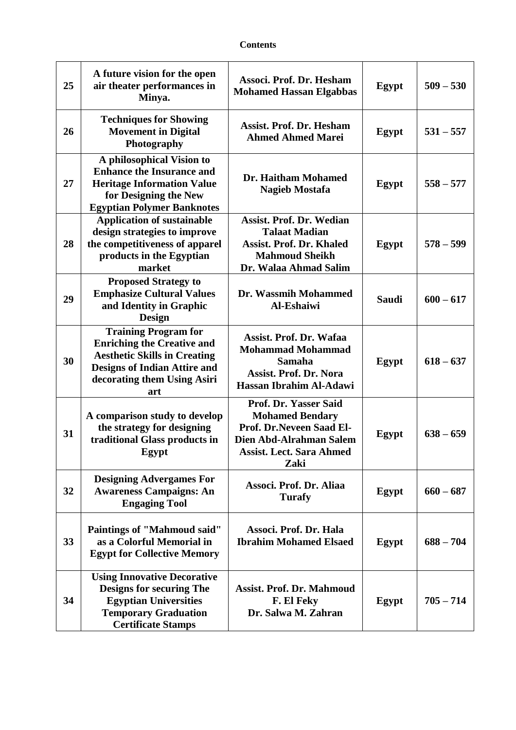**Contents**

| | | | | |
|---|---|---|---|---|
| 25 | A future vision for the open air theater performances in Minya. | Associ. Prof. Dr. Hesham Mohamed Hassan Elgabbas | Egypt | 509 – 530 |
| 26 | Techniques for Showing Movement in Digital Photography | Assist. Prof. Dr. Hesham Ahmed Ahmed Marei | Egypt | 531 – 557 |
| 27 | A philosophical Vision to Enhance the Insurance and Heritage Information Value for Designing the New Egyptian Polymer Banknotes | Dr. Haitham Mohamed Nagieb Mostafa | Egypt | 558 – 577 |
| 28 | Application of sustainable design strategies to improve the competitiveness of apparel products in the Egyptian market | Assist. Prof. Dr. Wedian Talaat Madian<br>Assist. Prof. Dr. Khaled Mahmoud Sheikh<br>Dr. Walaa Ahmad Salim | Egypt | 578 – 599 |
| 29 | Proposed Strategy to Emphasize Cultural Values and Identity in Graphic Design | Dr. Wassmih Mohammed Al-Eshaiwi | Saudi | 600 – 617 |
| 30 | Training Program for Enriching the Creative and Aesthetic Skills in Creating Designs of Indian Attire and decorating them Using Asiri art | Assist. Prof. Dr. Wafaa Mohammad Mohammad Samaha<br>Assist. Prof. Dr. Nora Hassan Ibrahim Al-Adawi | Egypt | 618 – 637 |
| 31 | A comparison study to develop the strategy for designing traditional Glass products in Egypt | Prof. Dr. Yasser Said Mohamed Bendary<br>Prof. Dr.Neveen Saad El-Dien Abd-Alrahman Salem<br>Assist. Lect. Sara Ahmed Zaki | Egypt | 638 – 659 |
| 32 | Designing Advergames For Awareness Campaigns: An Engaging Tool | Associ. Prof. Dr. Aliaa Turafy | Egypt | 660 – 687 |
| 33 | Paintings of "Mahmoud said" as a Colorful Memorial in Egypt for Collective Memory | Associ. Prof. Dr. Hala Ibrahim Mohamed Elsaed | Egypt | 688 – 704 |
| 34 | Using Innovative Decorative Designs for securing The Egyptian Universities Temporary Graduation Certificate Stamps | Assist. Prof. Dr. Mahmoud F. El Feky<br>Dr. Salwa M. Zahran | Egypt | 705 – 714 |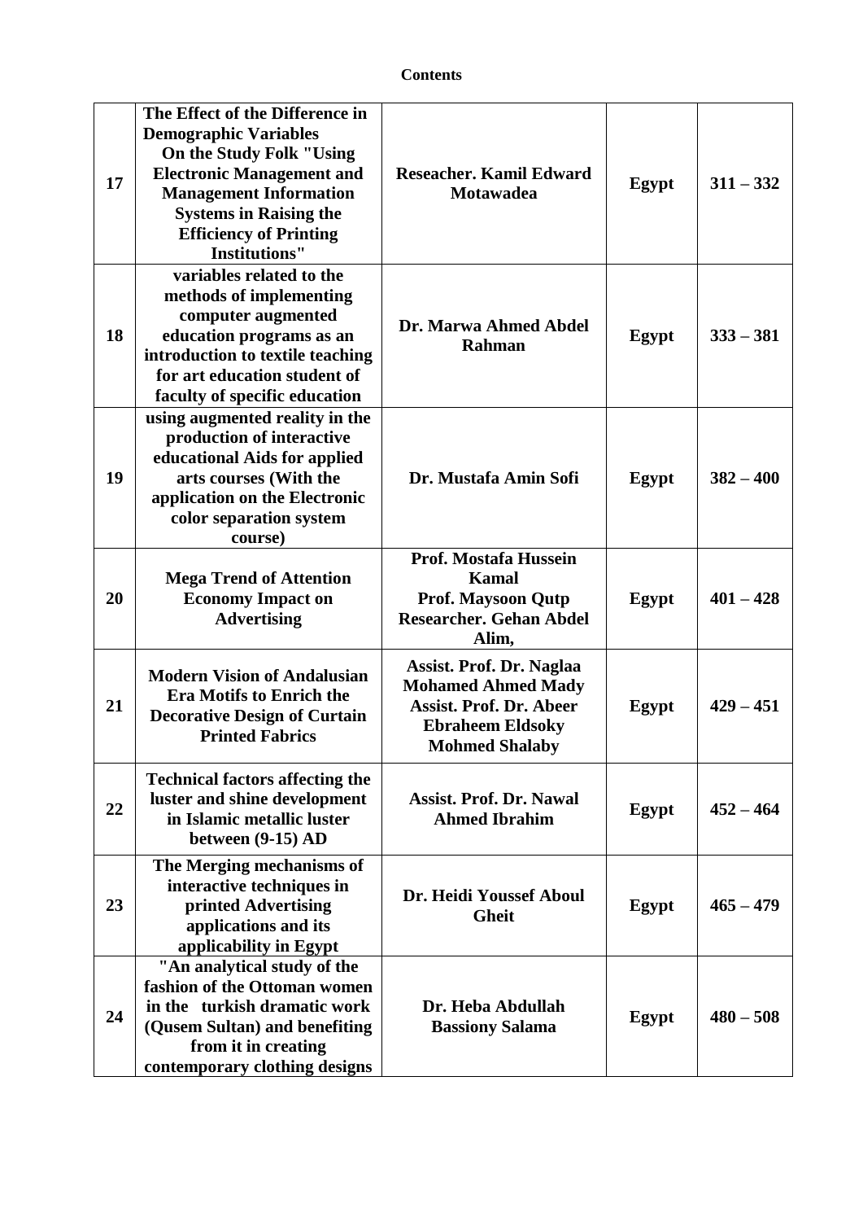**Contents**

| | | | | |
|---|---|---|---|---|
| 17 | The Effect of the Difference in Demographic Variables On the Study Folk "Using Electronic Management and Management Information Systems in Raising the Efficiency of Printing Institutions" | Reseacher. Kamil Edward Motawadea | Egypt | 311 – 332 |
| 18 | variables related to the methods of implementing computer augmented education programs as an introduction to textile teaching for art education student of faculty of specific education | Dr. Marwa Ahmed Abdel Rahman | Egypt | 333 – 381 |
| 19 | using augmented reality in the production of interactive educational Aids for applied arts courses (With the application on the Electronic color separation system course) | Dr. Mustafa Amin Sofi | Egypt | 382 – 400 |
| 20 | Mega Trend of Attention Economy Impact on Advertising | Prof. Mostafa Hussein Kamal<br>Prof. Maysoon Qutp<br>Researcher. Gehan Abdel Alim, | Egypt | 401 – 428 |
| 21 | Modern Vision of Andalusian Era Motifs to Enrich the Decorative Design of Curtain Printed Fabrics | Assist. Prof. Dr. Naglaa Mohamed Ahmed Mady<br>Assist. Prof. Dr. Abeer Ebraheem Eldsoky Mohmed Shalaby | Egypt | 429 – 451 |
| 22 | Technical factors affecting the luster and shine development in Islamic metallic luster between (9-15) AD | Assist. Prof. Dr. Nawal Ahmed Ibrahim | Egypt | 452 – 464 |
| 23 | The Merging mechanisms of interactive techniques in printed Advertising applications and its applicability in Egypt | Dr. Heidi Youssef Aboul Gheit | Egypt | 465 – 479 |
| 24 | "An analytical study of the fashion of the Ottoman women in the turkish dramatic work (Qusem Sultan) and benefiting from it in creating contemporary clothing designs | Dr. Heba Abdullah Bassiony Salama | Egypt | 480 – 508 |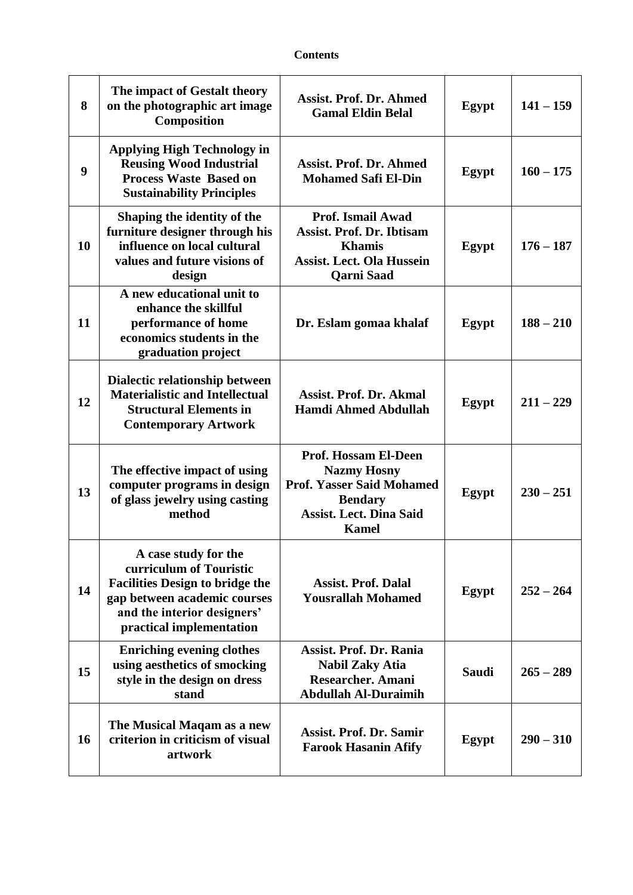**Contents**

| | | | | |
|---|---|---|---|---|
| **8** | **The impact of Gestalt theory on the photographic art image Composition** | **Assist. Prof. Dr. Ahmed Gamal Eldin Belal** | **Egypt** | **141 – 159** |
| **9** | **Applying High Technology in Reusing Wood Industrial Process Waste Based on Sustainability Principles** | **Assist. Prof. Dr. Ahmed Mohamed Safi El-Din** | **Egypt** | **160 – 175** |
| **10** | **Shaping the identity of the furniture designer through his influence on local cultural values and future visions of design** | **Prof. Ismail Awad Assist. Prof. Dr. Ibtisam Khamis Assist. Lect. Ola Hussein Qarni Saad** | **Egypt** | **176 – 187** |
| **11** | **A new educational unit to enhance the skillful performance of home economics students in the graduation project** | **Dr. Eslam gomaa khalaf** | **Egypt** | **188 – 210** |
| **12** | **Dialectic relationship between Materialistic and Intellectual Structural Elements in Contemporary Artwork** | **Assist. Prof. Dr. Akmal Hamdi Ahmed Abdullah** | **Egypt** | **211 – 229** |
| **13** | **The effective impact of using computer programs in design of glass jewelry using casting method** | **Prof. Hossam El-Deen Nazmy Hosny Prof. Yasser Said Mohamed Bendary Assist. Lect. Dina Said Kamel** | **Egypt** | **230 – 251** |
| **14** | **A case study for the curriculum of Touristic Facilities Design to bridge the gap between academic courses and the interior designers' practical implementation** | **Assist. Prof. Dalal Yousrallah Mohamed** | **Egypt** | **252 – 264** |
| **15** | **Enriching evening clothes using aesthetics of smocking style in the design on dress stand** | **Assist. Prof. Dr. Rania Nabil Zaky Atia Researcher. Amani Abdullah Al-Duraimih** | **Saudi** | **265 – 289** |
| **16** | **The Musical Maqam as a new criterion in criticism of visual artwork** | **Assist. Prof. Dr. Samir Farook Hasanin Afify** | **Egypt** | **290 – 310** |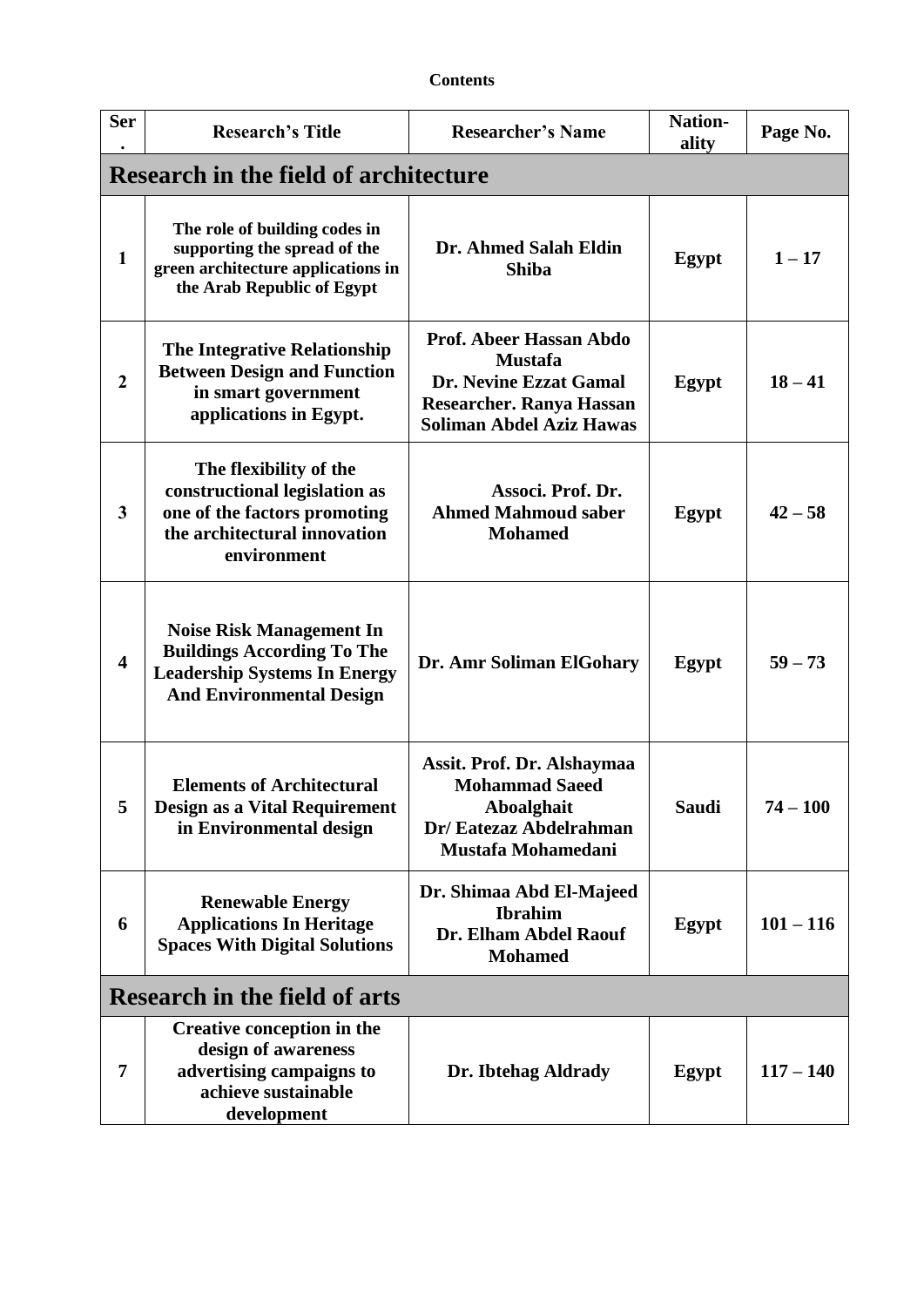**Contents**

| Ser. | Research's Title | Researcher's Name | Nation-ality | Page No. |
|---|---|---|---|---|
| **Research in the field of architecture** | | | | |
| 1 | The role of building codes in supporting the spread of the green architecture applications in the Arab Republic of Egypt | Dr. Ahmed Salah Eldin Shiba | Egypt | 1 – 17 |
| 2 | The Integrative Relationship Between Design and Function in smart government applications in Egypt. | Prof. Abeer Hassan Abdo Mustafa<br>Dr. Nevine Ezzat Gamal<br>Researcher. Ranya Hassan Soliman Abdel Aziz Hawas | Egypt | 18 – 41 |
| 3 | The flexibility of the constructional legislation as one of the factors promoting the architectural innovation environment | Associ. Prof. Dr. Ahmed Mahmoud saber Mohamed | Egypt | 42 – 58 |
| 4 | Noise Risk Management In Buildings According To The Leadership Systems In Energy And Environmental Design | Dr. Amr Soliman ElGohary | Egypt | 59 – 73 |
| 5 | Elements of Architectural Design as a Vital Requirement in Environmental design | Assit. Prof. Dr. Alshaymaa Mohammad Saeed Aboalghait<br>Dr/ Eatezaz Abdelrahman Mustafa Mohamedani | Saudi | 74 – 100 |
| 6 | Renewable Energy Applications In Heritage Spaces With Digital Solutions | Dr. Shimaa Abd El-Majeed Ibrahim<br>Dr. Elham Abdel Raouf Mohamed | Egypt | 101 – 116 |
| **Research in the field of arts** | | | | |
| 7 | Creative conception in the design of awareness advertising campaigns to achieve sustainable development | Dr. Ibtehag Aldrady | Egypt | 117 – 140 |